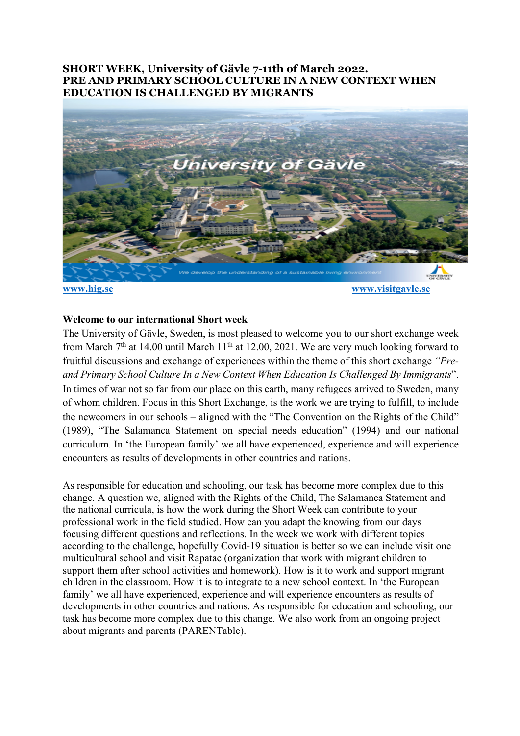**SHORT WEEK, University of Gävle 7-11th of March 2022.**
**PRE AND PRIMARY SCHOOL CULTURE IN A NEW CONTEXT WHEN EDUCATION IS CHALLENGED BY MIGRANTS**

[www.hig.se](http://www.hig.se) [www.visitgavle.se](http://www.visitgavle.se)

**Welcome to our international Short week**

The University of Gävle, Sweden, is most pleased to welcome you to our short exchange week from March 7th at 14.00 until March 11th at 12.00, 2021. We are very much looking forward to fruitful discussions and exchange of experiences within the theme of this short exchange *"Pre- and Primary School Culture In a New Context When Education Is Challenged By Immigrants*". In times of war not so far from our place on this earth, many refugees arrived to Sweden, many of whom children. Focus in this Short Exchange, is the work we are trying to fulfill, to include the newcomers in our schools – aligned with the "The Convention on the Rights of the Child" (1989), "The Salamanca Statement on special needs education" (1994) and our national curriculum. In 'the European family' we all have experienced, experience and will experience encounters as results of developments in other countries and nations.

As responsible for education and schooling, our task has become more complex due to this change. A question we, aligned with the Rights of the Child, The Salamanca Statement and the national curricula, is how the work during the Short Week can contribute to your professional work in the field studied. How can you adapt the knowing from our days focusing different questions and reflections. In the week we work with different topics according to the challenge, hopefully Covid-19 situation is better so we can include visit one multicultural school and visit Rapatac (organization that work with migrant children to support them after school activities and homework). How is it to work and support migrant children in the classroom. How it is to integrate to a new school context. In 'the European family' we all have experienced, experience and will experience encounters as results of developments in other countries and nations. As responsible for education and schooling, our task has become more complex due to this change. We also work from an ongoing project about migrants and parents (PARENTable).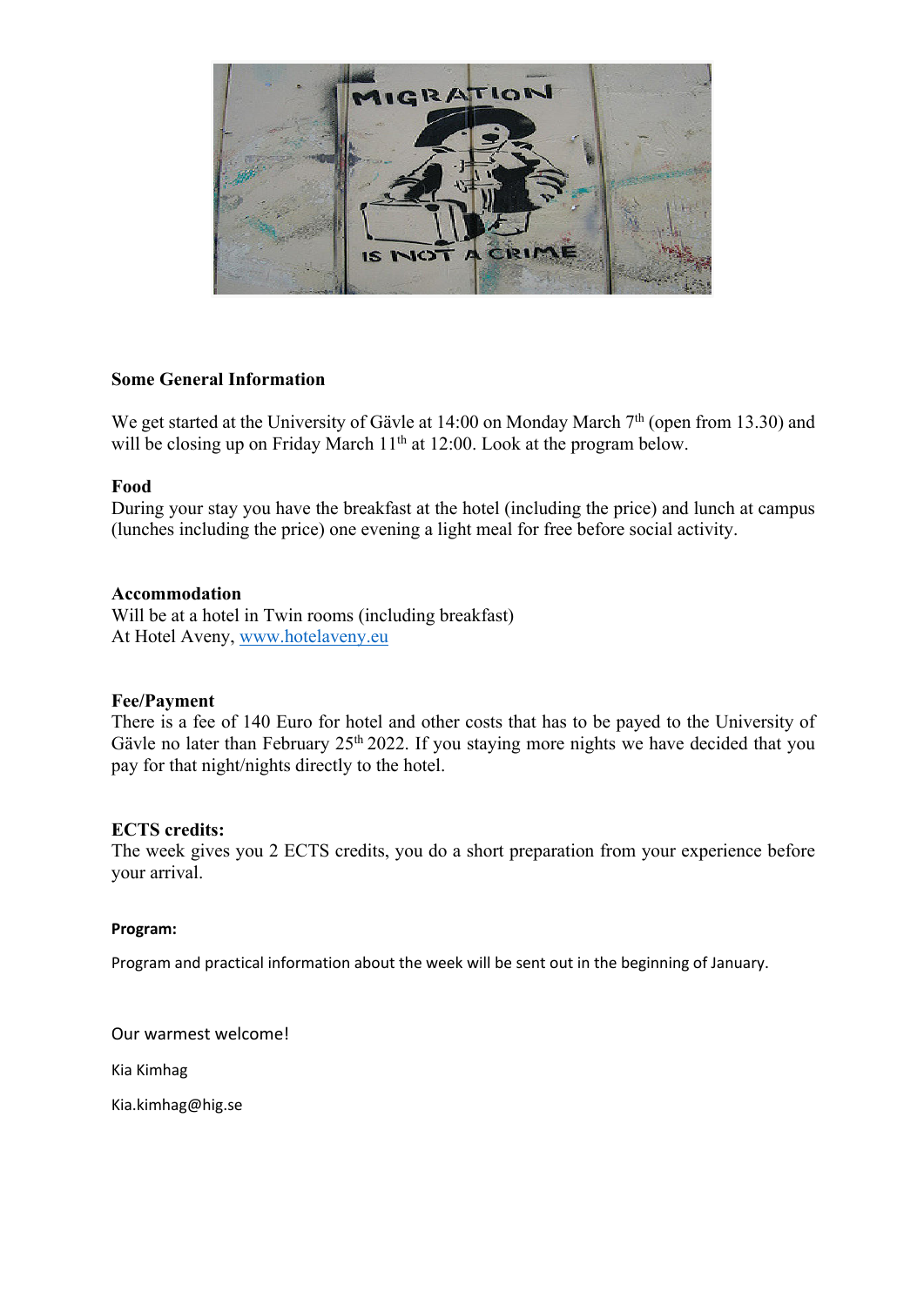**Some General Information**

We get started at the University of Gävle at 14:00 on Monday March 7th (open from 13.30) and will be closing up on Friday March 11th at 12:00. Look at the program below.

**Food**

During your stay you have the breakfast at the hotel (including the price) and lunch at campus (lunches including the price) one evening a light meal for free before social activity.

**Accommodation**

Will be at a hotel in Twin rooms (including breakfast)
At Hotel Aveny, www.hotelaveny.eu

**Fee/Payment**

There is a fee of 140 Euro for hotel and other costs that has to be payed to the University of Gävle no later than February 25th 2022. If you staying more nights we have decided that you pay for that night/nights directly to the hotel.

**ECTS credits:**

The week gives you 2 ECTS credits, you do a short preparation from your experience before your arrival.

**Program:**

Program and practical information about the week will be sent out in the beginning of January.

Our warmest welcome!

Kia Kimhag

Kia.kimhag@hig.se